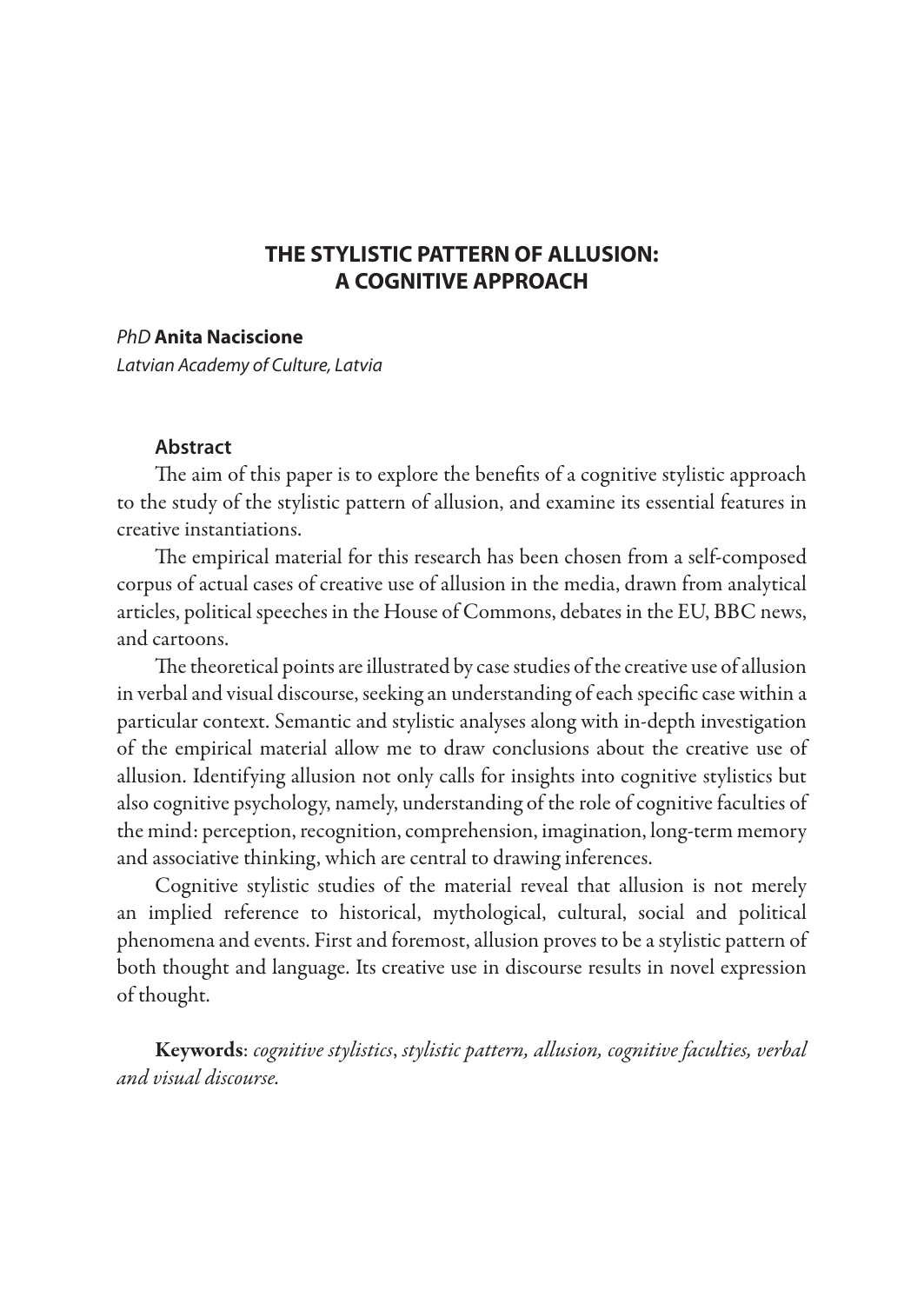# THE STYLISTIC PATTERN OF ALLUSION: A COGNITIVE APPROACH

*PhD* **Anita Naciscione**
*Latvian Academy of Culture, Latvia*

### Abstract

The aim of this paper is to explore the benefits of a cognitive stylistic approach to the study of the stylistic pattern of allusion, and examine its essential features in creative instantiations.

The empirical material for this research has been chosen from a self-composed corpus of actual cases of creative use of allusion in the media, drawn from analytical articles, political speeches in the House of Commons, debates in the EU, BBC news, and cartoons.

The theoretical points are illustrated by case studies of the creative use of allusion in verbal and visual discourse, seeking an understanding of each specific case within a particular context. Semantic and stylistic analyses along with in-depth investigation of the empirical material allow me to draw conclusions about the creative use of allusion. Identifying allusion not only calls for insights into cognitive stylistics but also cognitive psychology, namely, understanding of the role of cognitive faculties of the mind: perception, recognition, comprehension, imagination, long-term memory and associative thinking, which are central to drawing inferences.

Cognitive stylistic studies of the material reveal that allusion is not merely an implied reference to historical, mythological, cultural, social and political phenomena and events. First and foremost, allusion proves to be a stylistic pattern of both thought and language. Its creative use in discourse results in novel expression of thought.

**Keywords**: *cognitive stylistics*, *stylistic pattern, allusion, cognitive faculties, verbal and visual discourse.*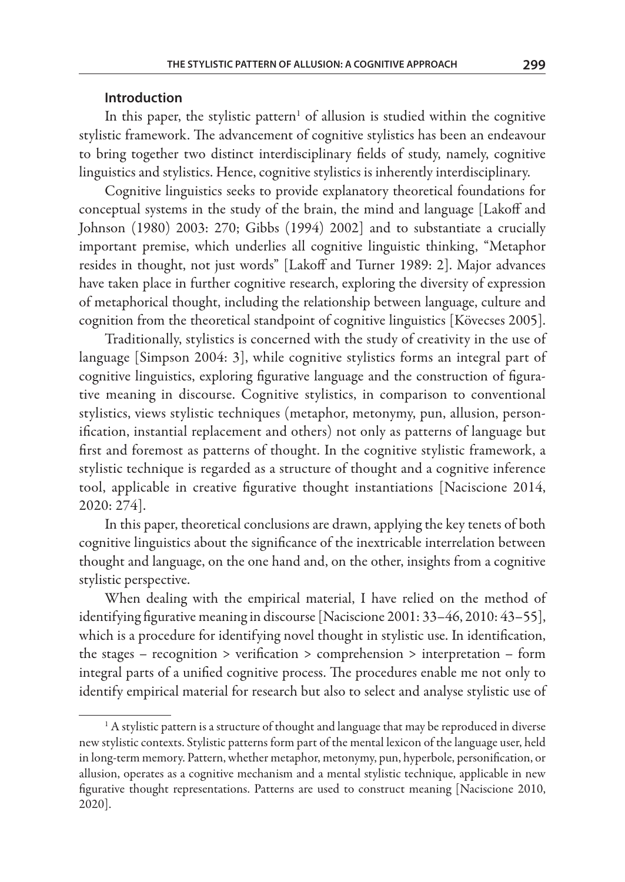## Introduction

In this paper, the stylistic pattern[1] of allusion is studied within the cognitive stylistic framework. The advancement of cognitive stylistics has been an endeavour to bring together two distinct interdisciplinary fields of study, namely, cognitive linguistics and stylistics. Hence, cognitive stylistics is inherently interdisciplinary.

Cognitive linguistics seeks to provide explanatory theoretical foundations for conceptual systems in the study of the brain, the mind and language [Lakoff and Johnson (1980) 2003: 270; Gibbs (1994) 2002] and to substantiate a crucially important premise, which underlies all cognitive linguistic thinking, "Metaphor resides in thought, not just words" [Lakoff and Turner 1989: 2]. Major advances have taken place in further cognitive research, exploring the diversity of expression of metaphorical thought, including the relationship between language, culture and cognition from the theoretical standpoint of cognitive linguistics [Kövecses 2005].

Traditionally, stylistics is concerned with the study of creativity in the use of language [Simpson 2004: 3], while cognitive stylistics forms an integral part of cognitive linguistics, exploring figurative language and the construction of figurative meaning in discourse. Cognitive stylistics, in comparison to conventional stylistics, views stylistic techniques (metaphor, metonymy, pun, allusion, personification, instantial replacement and others) not only as patterns of language but first and foremost as patterns of thought. In the cognitive stylistic framework, a stylistic technique is regarded as a structure of thought and a cognitive inference tool, applicable in creative figurative thought instantiations [Naciscione 2014, 2020: 274].

In this paper, theoretical conclusions are drawn, applying the key tenets of both cognitive linguistics about the significance of the inextricable interrelation between thought and language, on the one hand and, on the other, insights from a cognitive stylistic perspective.

When dealing with the empirical material, I have relied on the method of identifying figurative meaning in discourse [Naciscione 2001: 33–46, 2010: 43–55], which is a procedure for identifying novel thought in stylistic use. In identification, the stages – recognition > verification > comprehension > interpretation – form integral parts of a unified cognitive process. The procedures enable me not only to identify empirical material for research but also to select and analyse stylistic use of

[1] A stylistic pattern is a structure of thought and language that may be reproduced in diverse new stylistic contexts. Stylistic patterns form part of the mental lexicon of the language user, held in long-term memory. Pattern, whether metaphor, metonymy, pun, hyperbole, personification, or allusion, operates as a cognitive mechanism and a mental stylistic technique, applicable in new figurative thought representations. Patterns are used to construct meaning [Naciscione 2010, 2020].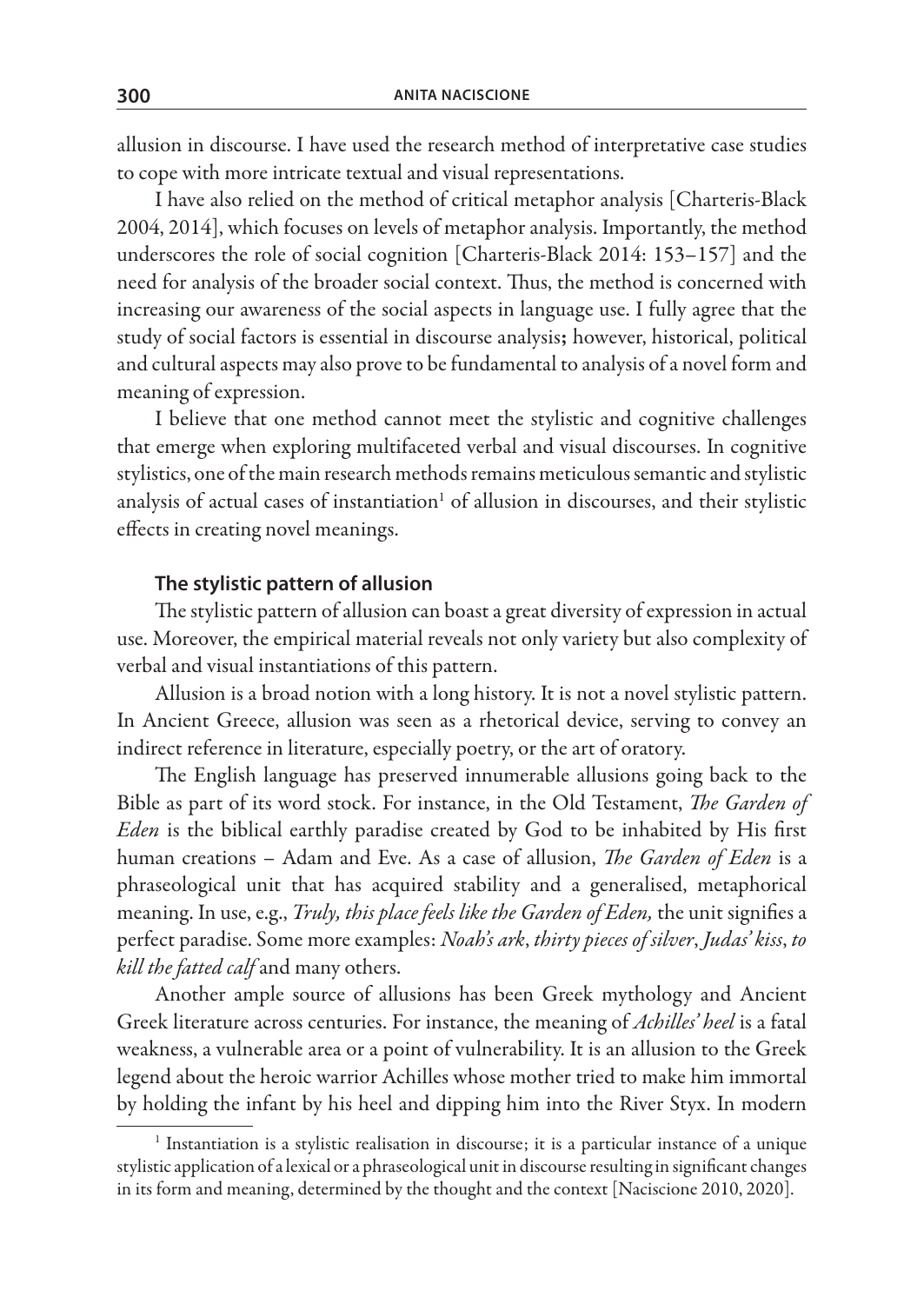allusion in discourse. I have used the research method of interpretative case studies to cope with more intricate textual and visual representations.

I have also relied on the method of critical metaphor analysis [Charteris-Black 2004, 2014], which focuses on levels of metaphor analysis. Importantly, the method underscores the role of social cognition [Charteris-Black 2014: 153–157] and the need for analysis of the broader social context. Thus, the method is concerned with increasing our awareness of the social aspects in language use. I fully agree that the study of social factors is essential in discourse analysis**;** however, historical, political and cultural aspects may also prove to be fundamental to analysis of a novel form and meaning of expression.

I believe that one method cannot meet the stylistic and cognitive challenges that emerge when exploring multifaceted verbal and visual discourses. In cognitive stylistics, one of the main research methods remains meticulous semantic and stylistic analysis of actual cases of instantiation[1] of allusion in discourses, and their stylistic effects in creating novel meanings.

### The stylistic pattern of allusion

The stylistic pattern of allusion can boast a great diversity of expression in actual use. Moreover, the empirical material reveals not only variety but also complexity of verbal and visual instantiations of this pattern.

Allusion is a broad notion with a long history. It is not a novel stylistic pattern. In Ancient Greece, allusion was seen as a rhetorical device, serving to convey an indirect reference in literature, especially poetry, or the art of oratory.

The English language has preserved innumerable allusions going back to the Bible as part of its word stock. For instance, in the Old Testament, *The Garden of Eden* is the biblical earthly paradise created by God to be inhabited by His first human creations – Adam and Eve. As a case of allusion, *The Garden of Eden* is a phraseological unit that has acquired stability and a generalised, metaphorical meaning. In use, e.g., *Truly, this place feels like the Garden of Eden,* the unit signifies a perfect paradise. Some more examples: *Noah's ark*, *thirty pieces of silver*, *Judas' kiss*, *to kill the fatted calf* and many others.

Another ample source of allusions has been Greek mythology and Ancient Greek literature across centuries. For instance, the meaning of *Achilles' heel* is a fatal weakness, a vulnerable area or a point of vulnerability. It is an allusion to the Greek legend about the heroic warrior Achilles whose mother tried to make him immortal by holding the infant by his heel and dipping him into the River Styx. In modern

---

[1] Instantiation is a stylistic realisation in discourse; it is a particular instance of a unique stylistic application of a lexical or a phraseological unit in discourse resulting in significant changes in its form and meaning, determined by the thought and the context [Naciscione 2010, 2020].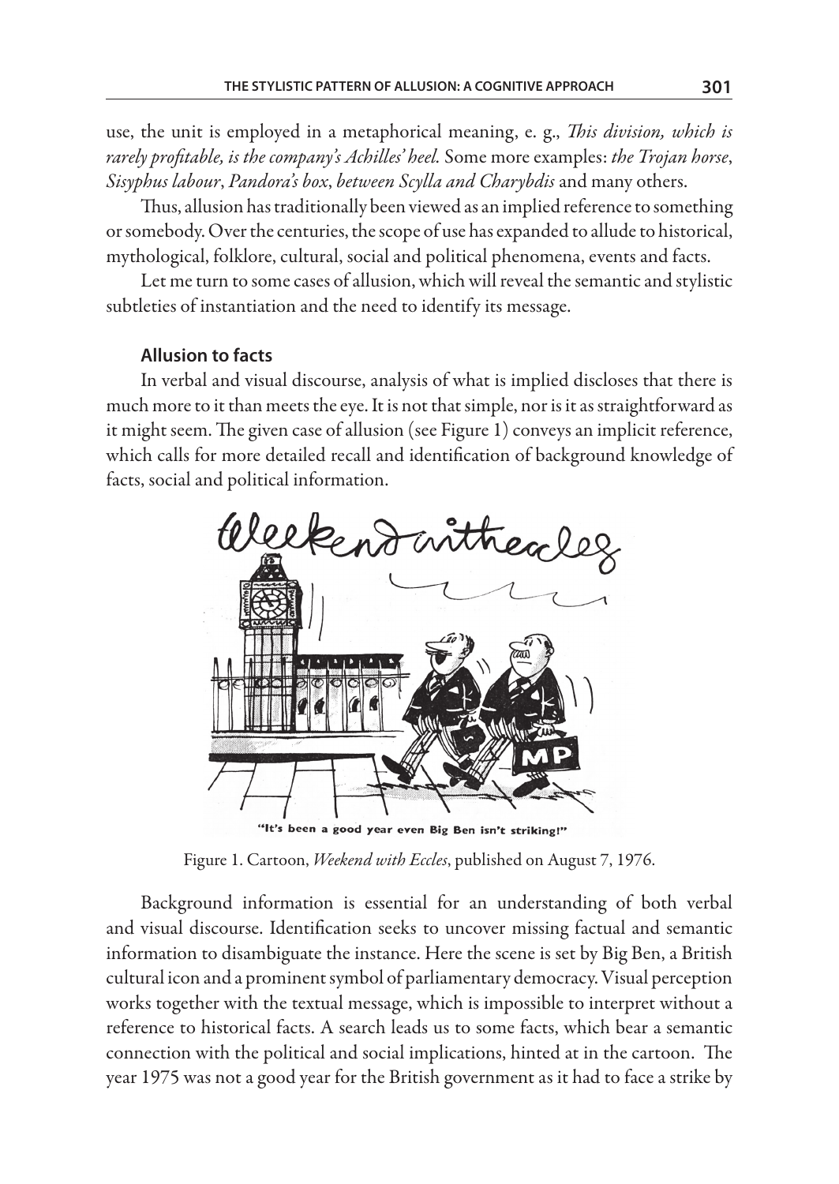use, the unit is employed in a metaphorical meaning, e. g., *This division, which is rarely profitable, is the company's Achilles' heel.* Some more examples: *the Trojan horse*, *Sisyphus labour*, *Pandora's box*, *between Scylla and Charybdis* and many others.

Thus, allusion has traditionally been viewed as an implied reference to something or somebody. Over the centuries, the scope of use has expanded to allude to historical, mythological, folklore, cultural, social and political phenomena, events and facts.

Let me turn to some cases of allusion, which will reveal the semantic and stylistic subtleties of instantiation and the need to identify its message.

### Allusion to facts

In verbal and visual discourse, analysis of what is implied discloses that there is much more to it than meets the eye. It is not that simple, nor is it as straightforward as it might seem. The given case of allusion (see Figure 1) conveys an implicit reference, which calls for more detailed recall and identification of background knowledge of facts, social and political information.

"It's been a good year even Big Ben isn't striking!"

Figure 1. Cartoon, *Weekend with Eccles*, published on August 7, 1976.

Background information is essential for an understanding of both verbal and visual discourse. Identification seeks to uncover missing factual and semantic information to disambiguate the instance. Here the scene is set by Big Ben, a British cultural icon and a prominent symbol of parliamentary democracy. Visual perception works together with the textual message, which is impossible to interpret without a reference to historical facts. A search leads us to some facts, which bear a semantic connection with the political and social implications, hinted at in the cartoon. The year 1975 was not a good year for the British government as it had to face a strike by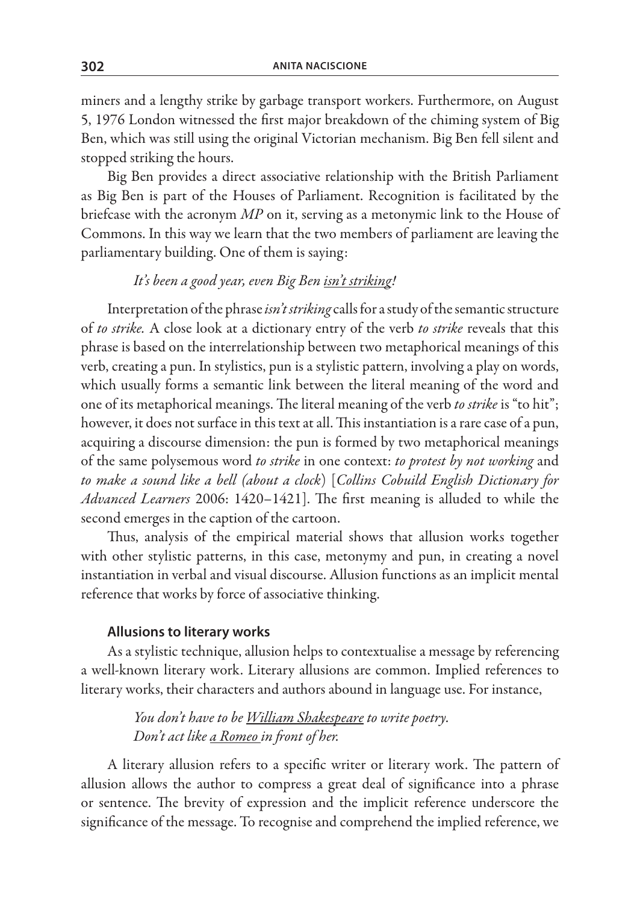miners and a lengthy strike by garbage transport workers. Furthermore, on August 5, 1976 London witnessed the first major breakdown of the chiming system of Big Ben, which was still using the original Victorian mechanism. Big Ben fell silent and stopped striking the hours.

Big Ben provides a direct associative relationship with the British Parliament as Big Ben is part of the Houses of Parliament. Recognition is facilitated by the briefcase with the acronym *MP* on it, serving as a metonymic link to the House of Commons. In this way we learn that the two members of parliament are leaving the parliamentary building. One of them is saying:

*It's been a good year, even Big Ben <u>isn't striking</u>!*

Interpretation of the phrase *isn't striking* calls for a study of the semantic structure of *to strike.* A close look at a dictionary entry of the verb *to strike* reveals that this phrase is based on the interrelationship between two metaphorical meanings of this verb, creating a pun. In stylistics, pun is a stylistic pattern, involving a play on words, which usually forms a semantic link between the literal meaning of the word and one of its metaphorical meanings. The literal meaning of the verb *to strike* is "to hit"; however, it does not surface in this text at all. This instantiation is a rare case of a pun, acquiring a discourse dimension: the pun is formed by two metaphorical meanings of the same polysemous word *to strike* in one context: *to protest by not working* and *to make a sound like a bell (about a clock*) [*Collins Cobuild English Dictionary for Advanced Learners* 2006: 1420–1421]. The first meaning is alluded to while the second emerges in the caption of the cartoon.

Thus, analysis of the empirical material shows that allusion works together with other stylistic patterns, in this case, metonymy and pun, in creating a novel instantiation in verbal and visual discourse. Allusion functions as an implicit mental reference that works by force of associative thinking.

### Allusions to literary works

As a stylistic technique, allusion helps to contextualise a message by referencing a well-known literary work. Literary allusions are common. Implied references to literary works, their characters and authors abound in language use. For instance,

*You don't have to be <u>William Shakespeare</u> to write poetry.*
*Don't act like <u>a Romeo</u> in front of her.*

A literary allusion refers to a specific writer or literary work. The pattern of allusion allows the author to compress a great deal of significance into a phrase or sentence. The brevity of expression and the implicit reference underscore the significance of the message. To recognise and comprehend the implied reference, we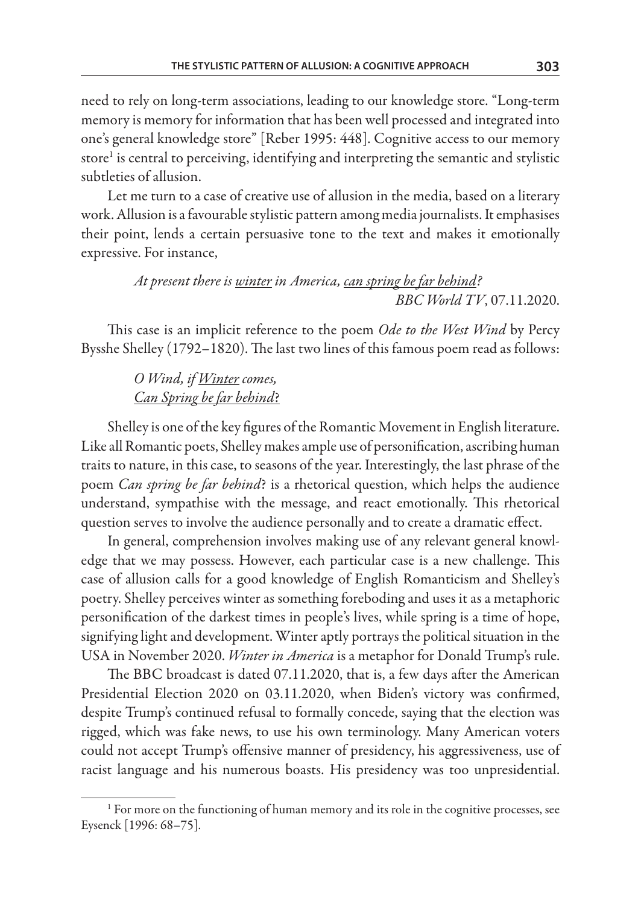need to rely on long-term associations, leading to our knowledge store. "Long-term memory is memory for information that has been well processed and integrated into one's general knowledge store" [Reber 1995: 448]. Cognitive access to our memory store[1] is central to perceiving, identifying and interpreting the semantic and stylistic subtleties of allusion.

Let me turn to a case of creative use of allusion in the media, based on a literary work. Allusion is a favourable stylistic pattern among media journalists. It emphasises their point, lends a certain persuasive tone to the text and makes it emotionally expressive. For instance,

> *At present there is <u>winter</u> in America, <u>can spring be far behind</u>?*
> *BBC World TV*, 07.11.2020.

This case is an implicit reference to the poem *Ode to the West Wind* by Percy Bysshe Shelley (1792–1820). The last two lines of this famous poem read as follows:

> *O Wind, if <u>Winter</u> comes,*
> *<u>Can Spring be far behind</u>*?

Shelley is one of the key figures of the Romantic Movement in English literature. Like all Romantic poets, Shelley makes ample use of personification, ascribing human traits to nature, in this case, to seasons of the year. Interestingly, the last phrase of the poem *Can spring be far behind*? is a rhetorical question, which helps the audience understand, sympathise with the message, and react emotionally. This rhetorical question serves to involve the audience personally and to create a dramatic effect.

In general, comprehension involves making use of any relevant general knowledge that we may possess. However, each particular case is a new challenge. This case of allusion calls for a good knowledge of English Romanticism and Shelley's poetry. Shelley perceives winter as something foreboding and uses it as a metaphoric personification of the darkest times in people's lives, while spring is a time of hope, signifying light and development. Winter aptly portrays the political situation in the USA in November 2020. *Winter in America* is a metaphor for Donald Trump's rule.

The BBC broadcast is dated 07.11.2020, that is, a few days after the American Presidential Election 2020 on 03.11.2020, when Biden's victory was confirmed, despite Trump's continued refusal to formally concede, saying that the election was rigged, which was fake news, to use his own terminology. Many American voters could not accept Trump's offensive manner of presidency, his aggressiveness, use of racist language and his numerous boasts. His presidency was too unpresidential.

---

[1] For more on the functioning of human memory and its role in the cognitive processes, see Eysenck [1996: 68–75].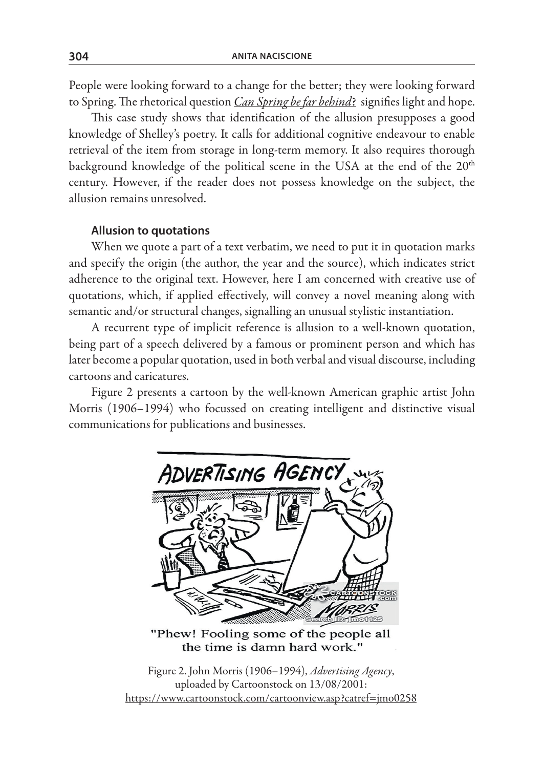People were looking forward to a change for the better; they were looking forward to Spring. The rhetorical question *Can Spring be far behind*? signifies light and hope.

This case study shows that identification of the allusion presupposes a good knowledge of Shelley's poetry. It calls for additional cognitive endeavour to enable retrieval of the item from storage in long-term memory. It also requires thorough background knowledge of the political scene in the USA at the end of the 20th century. However, if the reader does not possess knowledge on the subject, the allusion remains unresolved.

### Allusion to quotations

When we quote a part of a text verbatim, we need to put it in quotation marks and specify the origin (the author, the year and the source), which indicates strict adherence to the original text. However, here I am concerned with creative use of quotations, which, if applied effectively, will convey a novel meaning along with semantic and/or structural changes, signalling an unusual stylistic instantiation.

A recurrent type of implicit reference is allusion to a well-known quotation, being part of a speech delivered by a famous or prominent person and which has later become a popular quotation, used in both verbal and visual discourse, including cartoons and caricatures.

Figure 2 presents a cartoon by the well-known American graphic artist John Morris (1906–1994) who focussed on creating intelligent and distinctive visual communications for publications and businesses.

"Phew! Fooling some of the people all the time is damn hard work."

Figure 2. John Morris (1906–1994), *Advertising Agency*, uploaded by Cartoonstock on 13/08/2001: https://www.cartoonstock.com/cartoonview.asp?catref=jmo0258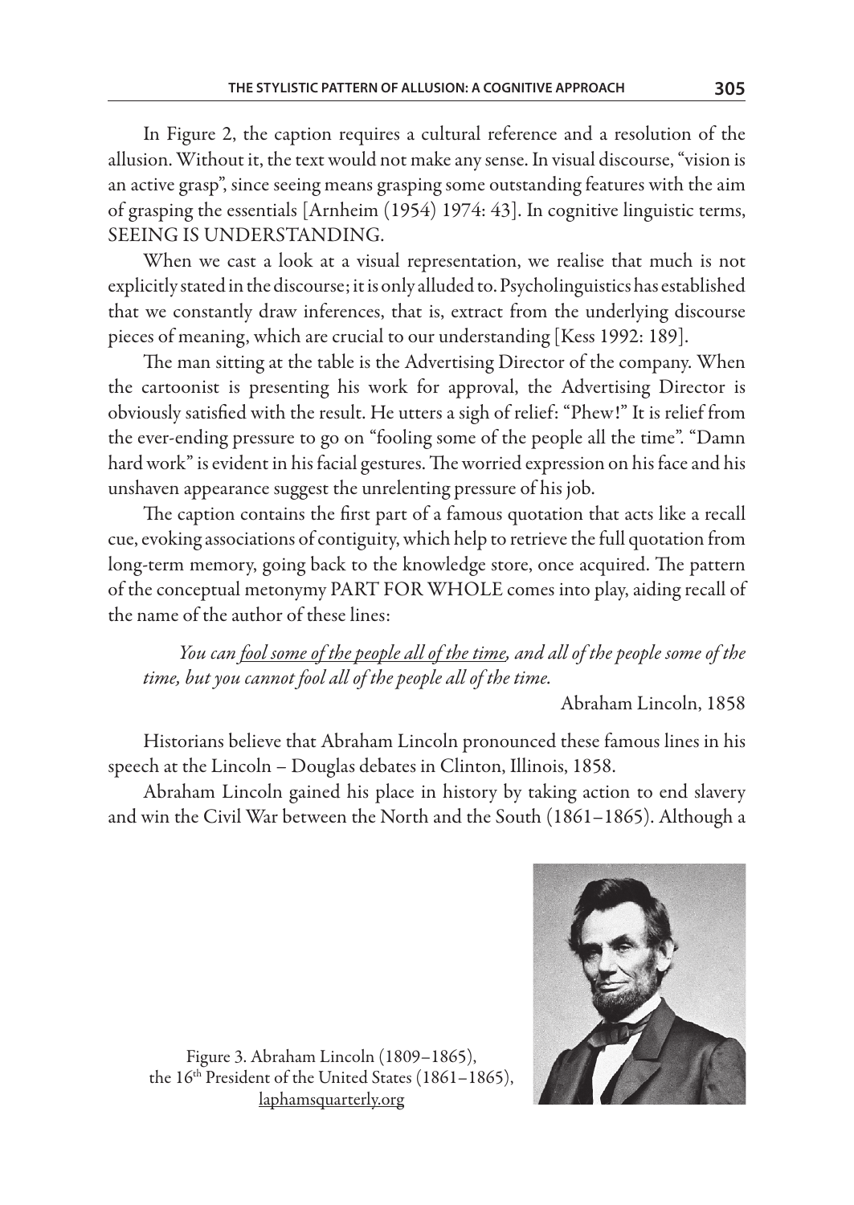In Figure 2, the caption requires a cultural reference and a resolution of the allusion. Without it, the text would not make any sense. In visual discourse, "vision is an active grasp", since seeing means grasping some outstanding features with the aim of grasping the essentials [Arnheim (1954) 1974: 43]. In cognitive linguistic terms, SEEING IS UNDERSTANDING.

When we cast a look at a visual representation, we realise that much is not explicitly stated in the discourse; it is only alluded to. Psycholinguistics has established that we constantly draw inferences, that is, extract from the underlying discourse pieces of meaning, which are crucial to our understanding [Kess 1992: 189].

The man sitting at the table is the Advertising Director of the company. When the cartoonist is presenting his work for approval, the Advertising Director is obviously satisfied with the result. He utters a sigh of relief: "Phew!" It is relief from the ever-ending pressure to go on "fooling some of the people all the time". "Damn hard work" is evident in his facial gestures. The worried expression on his face and his unshaven appearance suggest the unrelenting pressure of his job.

The caption contains the first part of a famous quotation that acts like a recall cue, evoking associations of contiguity, which help to retrieve the full quotation from long-term memory, going back to the knowledge store, once acquired. The pattern of the conceptual metonymy PART FOR WHOLE comes into play, aiding recall of the name of the author of these lines:

> *You can <u>fool some of the people all of the time</u>, and all of the people some of the time, but you cannot fool all of the people all of the time.*
>
> Abraham Lincoln, 1858

Historians believe that Abraham Lincoln pronounced these famous lines in his speech at the Lincoln – Douglas debates in Clinton, Illinois, 1858.

Abraham Lincoln gained his place in history by taking action to end slavery and win the Civil War between the North and the South (1861–1865). Although a

Figure 3. Abraham Lincoln (1809–1865), the 16th President of the United States (1861–1865), laphamsquarterly.org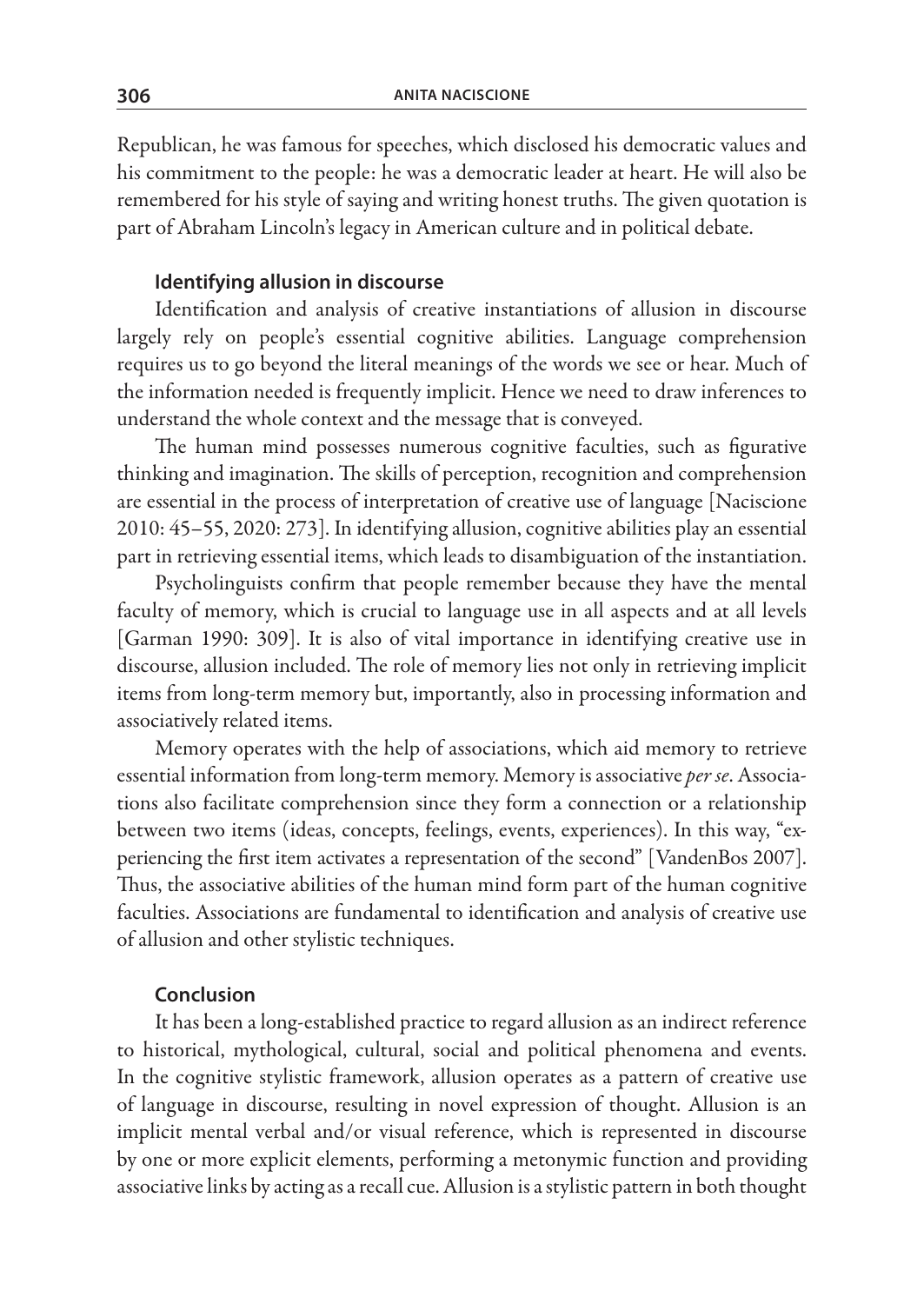Republican, he was famous for speeches, which disclosed his democratic values and his commitment to the people: he was a democratic leader at heart. He will also be remembered for his style of saying and writing honest truths. The given quotation is part of Abraham Lincoln's legacy in American culture and in political debate.

### Identifying allusion in discourse

Identification and analysis of creative instantiations of allusion in discourse largely rely on people's essential cognitive abilities. Language comprehension requires us to go beyond the literal meanings of the words we see or hear. Much of the information needed is frequently implicit. Hence we need to draw inferences to understand the whole context and the message that is conveyed.

The human mind possesses numerous cognitive faculties, such as figurative thinking and imagination. The skills of perception, recognition and comprehension are essential in the process of interpretation of creative use of language [Naciscione 2010: 45–55, 2020: 273]. In identifying allusion, cognitive abilities play an essential part in retrieving essential items, which leads to disambiguation of the instantiation.

Psycholinguists confirm that people remember because they have the mental faculty of memory, which is crucial to language use in all aspects and at all levels [Garman 1990: 309]. It is also of vital importance in identifying creative use in discourse, allusion included. The role of memory lies not only in retrieving implicit items from long-term memory but, importantly, also in processing information and associatively related items.

Memory operates with the help of associations, which aid memory to retrieve essential information from long-term memory. Memory is associative *per se*. Associations also facilitate comprehension since they form a connection or a relationship between two items (ideas, concepts, feelings, events, experiences). In this way, "experiencing the first item activates a representation of the second" [VandenBos 2007]. Thus, the associative abilities of the human mind form part of the human cognitive faculties. Associations are fundamental to identification and analysis of creative use of allusion and other stylistic techniques.

### Conclusion

It has been a long-established practice to regard allusion as an indirect reference to historical, mythological, cultural, social and political phenomena and events. In the cognitive stylistic framework, allusion operates as a pattern of creative use of language in discourse, resulting in novel expression of thought. Allusion is an implicit mental verbal and/or visual reference, which is represented in discourse by one or more explicit elements, performing a metonymic function and providing associative links by acting as a recall cue. Allusion is a stylistic pattern in both thought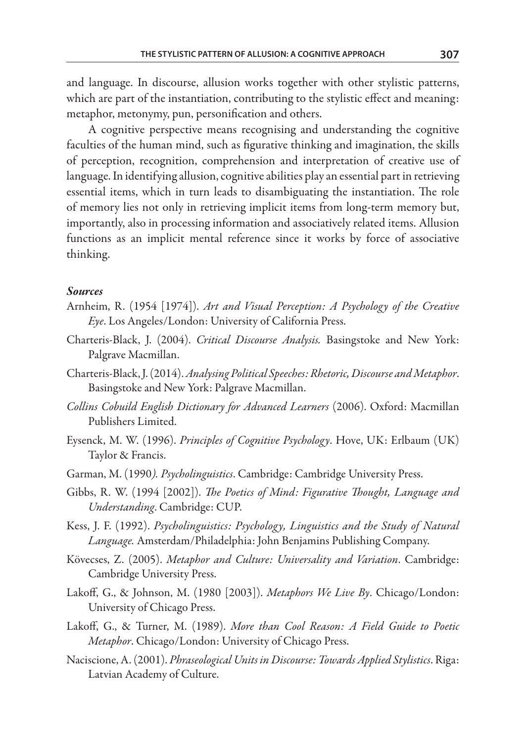and language. In discourse, allusion works together with other stylistic patterns, which are part of the instantiation, contributing to the stylistic effect and meaning: metaphor, metonymy, pun, personification and others.

A cognitive perspective means recognising and understanding the cognitive faculties of the human mind, such as figurative thinking and imagination, the skills of perception, recognition, comprehension and interpretation of creative use of language. In identifying allusion, cognitive abilities play an essential part in retrieving essential items, which in turn leads to disambiguating the instantiation. The role of memory lies not only in retrieving implicit items from long-term memory but, importantly, also in processing information and associatively related items. Allusion functions as an implicit mental reference since it works by force of associative thinking.

### *Sources*

Arnheim, R. (1954 [1974]). *Art and Visual Perception: A Psychology of the Creative Eye*. Los Angeles/London: University of California Press.

Charteris-Black, J. (2004). *Critical Discourse Analysis.* Basingstoke and New York: Palgrave Macmillan.

Charteris-Black, J. (2014). *Analysing Political Speeches: Rhetoric, Discourse and Metaphor*. Basingstoke and New York: Palgrave Macmillan.

*Collins Cobuild English Dictionary for Advanced Learners* (2006). Oxford: Macmillan Publishers Limited.

Eysenck, M. W. (1996). *Principles of Cognitive Psychology*. Hove, UK: Erlbaum (UK) Taylor & Francis.

Garman, M. (1990*). Psycholinguistics*. Cambridge: Cambridge University Press.

Gibbs, R. W. (1994 [2002]). *The Poetics of Mind: Figurative Thought, Language and Understanding*. Cambridge: CUP.

Kess, J. F. (1992). *Psycholinguistics: Psychology, Linguistics and the Study of Natural Language.* Amsterdam/Philadelphia: John Benjamins Publishing Company.

Kövecses, Z. (2005). *Metaphor and Culture: Universality and Variation*. Cambridge: Cambridge University Press.

Lakoff, G., & Johnson, M. (1980 [2003]). *Metaphors We Live By*. Chicago/London: University of Chicago Press.

Lakoff, G., & Turner, M. (1989). *More than Cool Reason: A Field Guide to Poetic Metaphor*. Chicago/London: University of Chicago Press.

Naciscione, A. (2001). *Phraseological Units in Discourse: Towards Applied Stylistics*. Riga: Latvian Academy of Culture.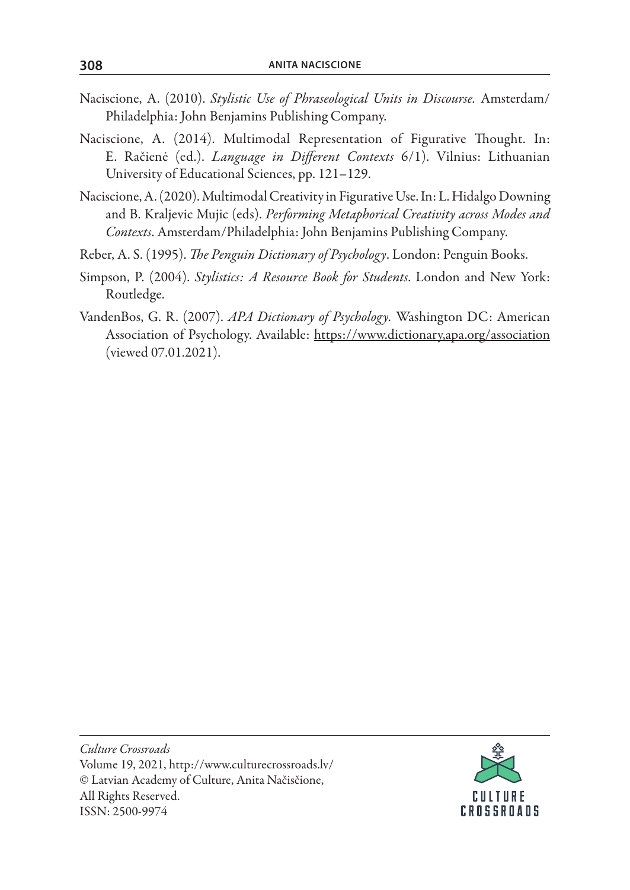Naciscione, A. (2010). *Stylistic Use of Phraseological Units in Discourse.* Amsterdam/Philadelphia: John Benjamins Publishing Company.

Naciscione, A. (2014). Multimodal Representation of Figurative Thought. In: E. Račienė (ed.). *Language in Different Contexts* 6/1). Vilnius: Lithuanian University of Educational Sciences, pp. 121–129.

Naciscione, A. (2020). Multimodal Creativity in Figurative Use. In: L. Hidalgo Downing and B. Kraljevic Mujic (eds). *Performing Metaphorical Creativity across Modes and Contexts*. Amsterdam/Philadelphia: John Benjamins Publishing Company.

Reber, A. S. (1995). *The Penguin Dictionary of Psychology*. London: Penguin Books.

Simpson, P. (2004). *Stylistics: A Resource Book for Students*. London and New York: Routledge.

VandenBos, G. R. (2007). *APA Dictionary of Psychology.* Washington DC: American Association of Psychology. Available: https://www.dictionary,apa.org/association (viewed 07.01.2021).

*Culture Crossroads*
Volume 19, 2021, http://www.culturecrossroads.lv/
© Latvian Academy of Culture, Anita Načisčione,
All Rights Reserved.
ISSN: 2500-9974